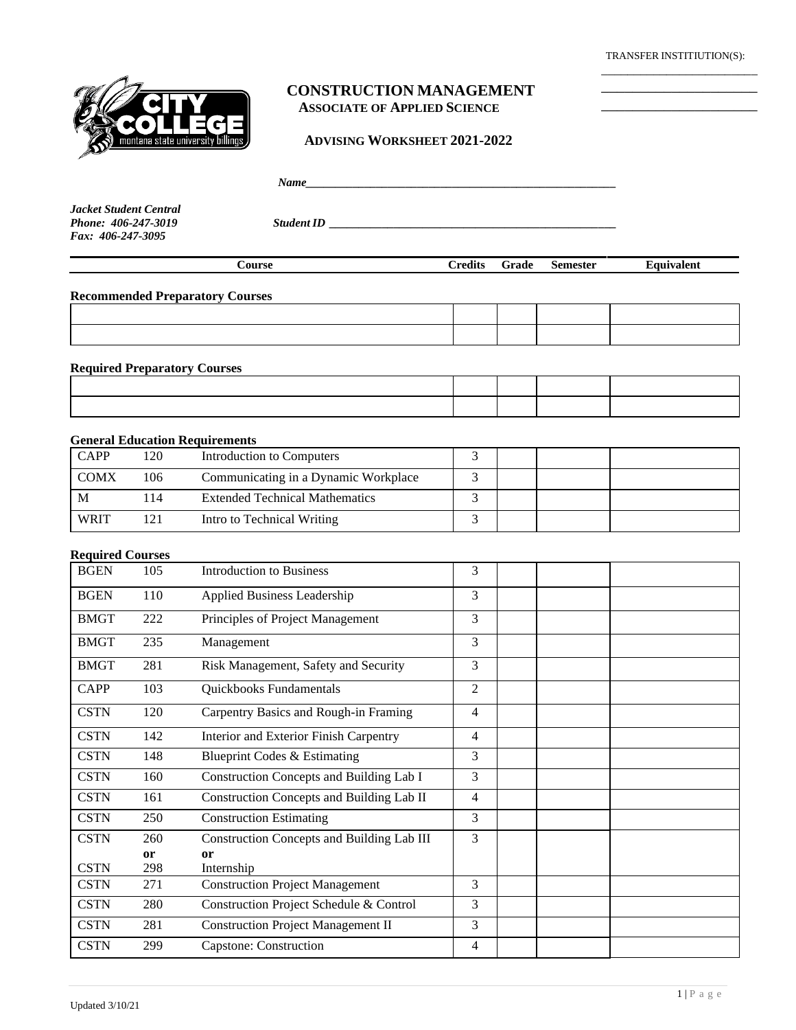TRANSFER INSTITIUTION(S):

\_\_\_\_\_\_\_\_\_\_\_\_\_\_\_\_\_\_\_\_\_\_\_\_\_\_\_\_

\_\_\_\_\_\_\_\_\_\_\_\_\_\_\_\_\_\_\_\_\_\_\_\_\_\_\_\_

\_\_\_\_\_\_\_\_\_\_\_\_\_\_\_\_\_\_\_\_\_\_\_\_\_\_\_\_

# CONSTRUCTION MANAGEMENT
## ASSOCIATE OF APPLIED SCIENCE

### ADVISING WORKSHEET 2021-2022

***Name*** \_\_\_\_\_\_\_\_\_\_\_\_\_\_\_\_\_\_\_\_\_\_\_\_\_\_\_\_\_\_\_\_\_\_\_\_\_\_\_\_\_\_\_\_\_\_\_\_\_\_\_\_\_\_\_\_

***Jacket Student Central***
***Phone: 406-247-3019***
***Fax: 406-247-3095***

***Student ID*** \_\_\_\_\_\_\_\_\_\_\_\_\_\_\_\_\_\_\_\_\_\_\_\_\_\_\_\_\_\_\_\_\_\_\_\_\_\_\_\_\_\_\_\_\_\_\_\_\_\_\_\_\_\_\_\_

| Course | | | Credits | Grade | Semester | Equivalent |
|---|---|---|---|---|---|---|

**Recommended Preparatory Courses**

| | | | | |
|---|---|---|---|---|
| | | | | |
| | | | | |

**Required Preparatory Courses**

| | | | | |
|---|---|---|---|---|
| | | | | |
| | | | | |

**General Education Requirements**

| | | | Credits | Grade | Semester | Equivalent |
|---|---|---|---|---|---|---|
| CAPP | 120 | Introduction to Computers | 3 | | | |
| COMX | 106 | Communicating in a Dynamic Workplace | 3 | | | |
| M | 114 | Extended Technical Mathematics | 3 | | | |
| WRIT | 121 | Intro to Technical Writing | 3 | | | |

**Required Courses**

| | | | Credits | Grade | Semester | Equivalent |
|---|---|---|---|---|---|---|
| BGEN | 105 | Introduction to Business | 3 | | | |
| BGEN | 110 | Applied Business Leadership | 3 | | | |
| BMGT | 222 | Principles of Project Management | 3 | | | |
| BMGT | 235 | Management | 3 | | | |
| BMGT | 281 | Risk Management, Safety and Security | 3 | | | |
| CAPP | 103 | Quickbooks Fundamentals | 2 | | | |
| CSTN | 120 | Carpentry Basics and Rough-in Framing | 4 | | | |
| CSTN | 142 | Interior and Exterior Finish Carpentry | 4 | | | |
| CSTN | 148 | Blueprint Codes & Estimating | 3 | | | |
| CSTN | 160 | Construction Concepts and Building Lab I | 3 | | | |
| CSTN | 161 | Construction Concepts and Building Lab II | 4 | | | |
| CSTN | 250 | Construction Estimating | 3 | | | |
| CSTN<br>CSTN | 260<br>**or**<br>298 | Construction Concepts and Building Lab III<br>**or**<br>Internship | 3 | | | |
| CSTN | 271 | Construction Project Management | 3 | | | |
| CSTN | 280 | Construction Project Schedule & Control | 3 | | | |
| CSTN | 281 | Construction Project Management II | 3 | | | |
| CSTN | 299 | Capstone: Construction | 4 | | | |

Updated 3/10/21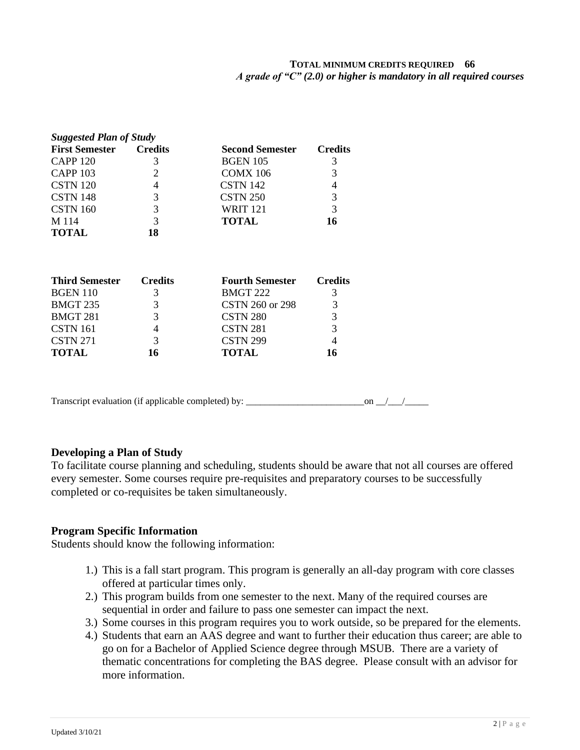**TOTAL MINIMUM CREDITS REQUIRED 66**

***A grade of "C" (2.0) or higher is mandatory in all required courses***

***Suggested Plan of Study***

| First Semester | Credits | Second Semester | Credits |
|---|---|---|---|
| CAPP 120 | 3 | BGEN 105 | 3 |
| CAPP 103 | 2 | COMX 106 | 3 |
| CSTN 120 | 4 | CSTN 142 | 4 |
| CSTN 148 | 3 | CSTN 250 | 3 |
| CSTN 160 | 3 | WRIT 121 | 3 |
| M 114 | 3 | **TOTAL** | **16** |
| **TOTAL** | **18** | | |

| Third Semester | Credits | Fourth Semester | Credits |
|---|---|---|---|
| BGEN 110 | 3 | BMGT 222 | 3 |
| BMGT 235 | 3 | CSTN 260 or 298 | 3 |
| BMGT 281 | 3 | CSTN 280 | 3 |
| CSTN 161 | 4 | CSTN 281 | 3 |
| CSTN 271 | 3 | CSTN 299 | 4 |
| **TOTAL** | **16** | **TOTAL** | **16** |

Transcript evaluation (if applicable completed) by: _________________________on __/___/_____

### Developing a Plan of Study

To facilitate course planning and scheduling, students should be aware that not all courses are offered every semester. Some courses require pre-requisites and preparatory courses to be successfully completed or co-requisites be taken simultaneously.

### Program Specific Information

Students should know the following information:

1.) This is a fall start program. This program is generally an all-day program with core classes offered at particular times only.
2.) This program builds from one semester to the next. Many of the required courses are sequential in order and failure to pass one semester can impact the next.
3.) Some courses in this program requires you to work outside, so be prepared for the elements.
4.) Students that earn an AAS degree and want to further their education thus career; are able to go on for a Bachelor of Applied Science degree through MSUB. There are a variety of thematic concentrations for completing the BAS degree. Please consult with an advisor for more information.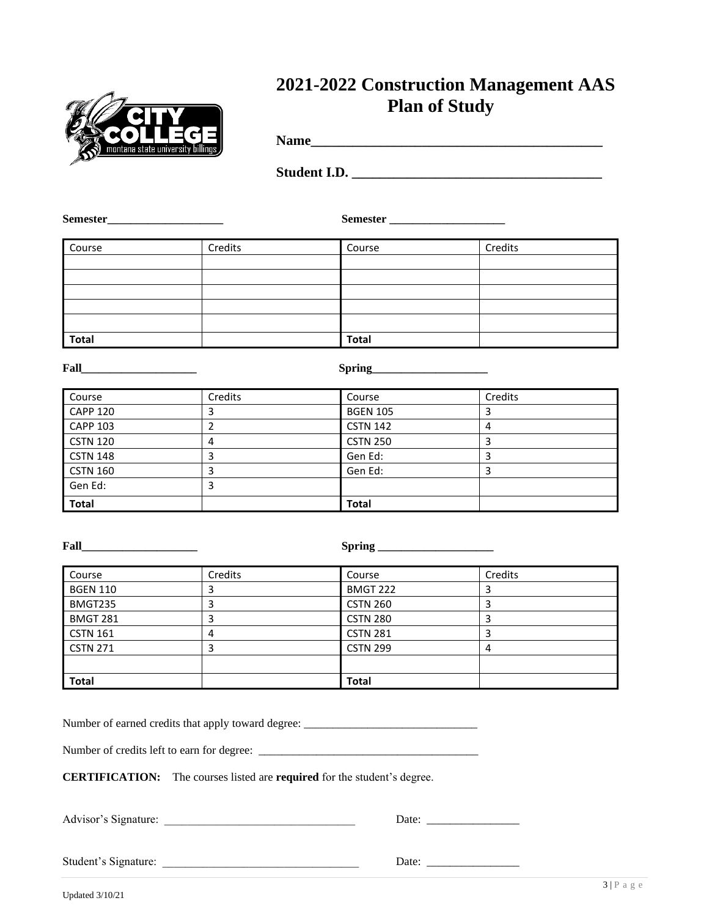# 2021-2022 Construction Management AAS Plan of Study

**Name**\_\_\_\_\_\_\_\_\_\_\_\_\_\_\_\_\_\_\_\_\_\_\_\_\_\_\_\_\_\_\_\_\_\_\_\_\_\_\_\_\_\_

**Student I.D.** \_\_\_\_\_\_\_\_\_\_\_\_\_\_\_\_\_\_\_\_\_\_\_\_\_\_\_\_\_\_\_\_\_\_\_\_

**Semester**\_\_\_\_\_\_\_\_\_\_\_\_\_\_\_\_\_\_\_\_ **Semester** \_\_\_\_\_\_\_\_\_\_\_\_\_\_\_\_\_\_\_\_

| Course | Credits | Course | Credits |
|---|---|---|---|
| | | | |
| | | | |
| | | | |
| | | | |
| | | | |
| **Total** | | **Total** | |

**Fall**\_\_\_\_\_\_\_\_\_\_\_\_\_\_\_\_\_\_\_\_ **Spring**\_\_\_\_\_\_\_\_\_\_\_\_\_\_\_\_\_\_\_\_

| Course | Credits | Course | Credits |
|---|---|---|---|
| CAPP 120 | 3 | BGEN 105 | 3 |
| CAPP 103 | 2 | CSTN 142 | 4 |
| CSTN 120 | 4 | CSTN 250 | 3 |
| CSTN 148 | 3 | Gen Ed: | 3 |
| CSTN 160 | 3 | Gen Ed: | 3 |
| Gen Ed: | 3 | | |
| **Total** | | **Total** | |

**Fall**\_\_\_\_\_\_\_\_\_\_\_\_\_\_\_\_\_\_\_\_ **Spring** \_\_\_\_\_\_\_\_\_\_\_\_\_\_\_\_\_\_\_\_

| Course | Credits | Course | Credits |
|---|---|---|---|
| BGEN 110 | 3 | BMGT 222 | 3 |
| BMGT235 | 3 | CSTN 260 | 3 |
| BMGT 281 | 3 | CSTN 280 | 3 |
| CSTN 161 | 4 | CSTN 281 | 3 |
| CSTN 271 | 3 | CSTN 299 | 4 |
| | | | |
| **Total** | | **Total** | |

Number of earned credits that apply toward degree: \_\_\_\_\_\_\_\_\_\_\_\_\_\_\_\_\_\_\_\_\_\_\_\_\_\_\_\_\_\_

Number of credits left to earn for degree: \_\_\_\_\_\_\_\_\_\_\_\_\_\_\_\_\_\_\_\_\_\_\_\_\_\_\_\_\_\_\_\_\_\_\_\_\_\_

**CERTIFICATION:** The courses listed are **required** for the student's degree.

Advisor's Signature: \_\_\_\_\_\_\_\_\_\_\_\_\_\_\_\_\_\_\_\_\_\_\_\_\_\_\_\_\_\_\_\_\_ Date: \_\_\_\_\_\_\_\_\_\_\_\_\_\_\_\_

Student's Signature: \_\_\_\_\_\_\_\_\_\_\_\_\_\_\_\_\_\_\_\_\_\_\_\_\_\_\_\_\_\_\_\_\_\_ Date: \_\_\_\_\_\_\_\_\_\_\_\_\_\_\_\_

Updated 3/10/21